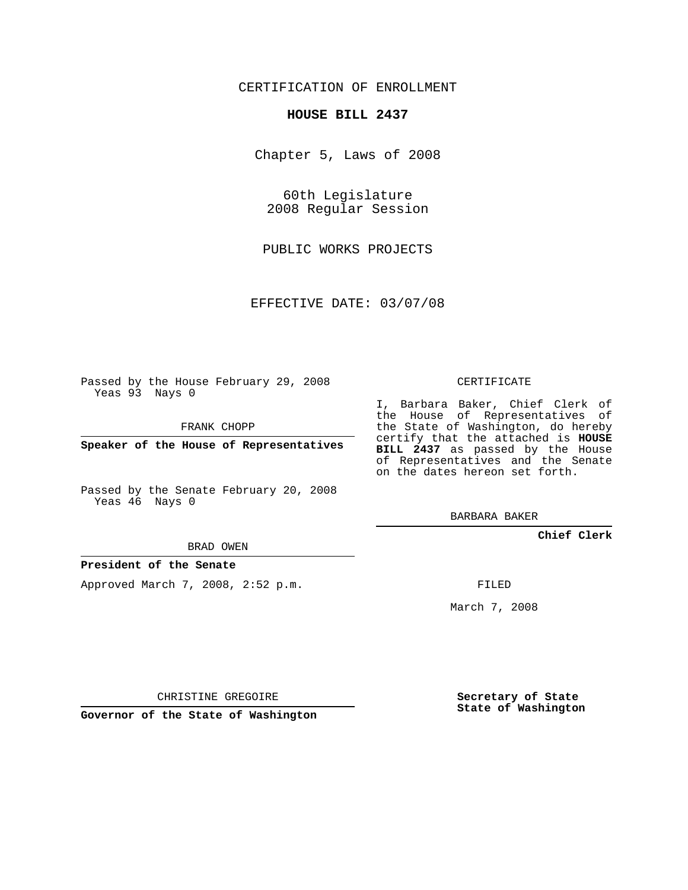CERTIFICATION OF ENROLLMENT

**HOUSE BILL 2437**

Chapter 5, Laws of 2008

60th Legislature
2008 Regular Session

PUBLIC WORKS PROJECTS

EFFECTIVE DATE: 03/07/08

Passed by the House February 29, 2008
Yeas 93 Nays 0

FRANK CHOPP

**Speaker of the House of Representatives**

Passed by the Senate February 20, 2008
Yeas 46 Nays 0

BRAD OWEN

**President of the Senate**

Approved March 7, 2008, 2:52 p.m.

CHRISTINE GREGOIRE

**Governor of the State of Washington**

CERTIFICATE

I, Barbara Baker, Chief Clerk of the House of Representatives of the State of Washington, do hereby certify that the attached is **HOUSE BILL 2437** as passed by the House of Representatives and the Senate on the dates hereon set forth.

BARBARA BAKER

**Chief Clerk**

FILED

March 7, 2008

**Secretary of State**
**State of Washington**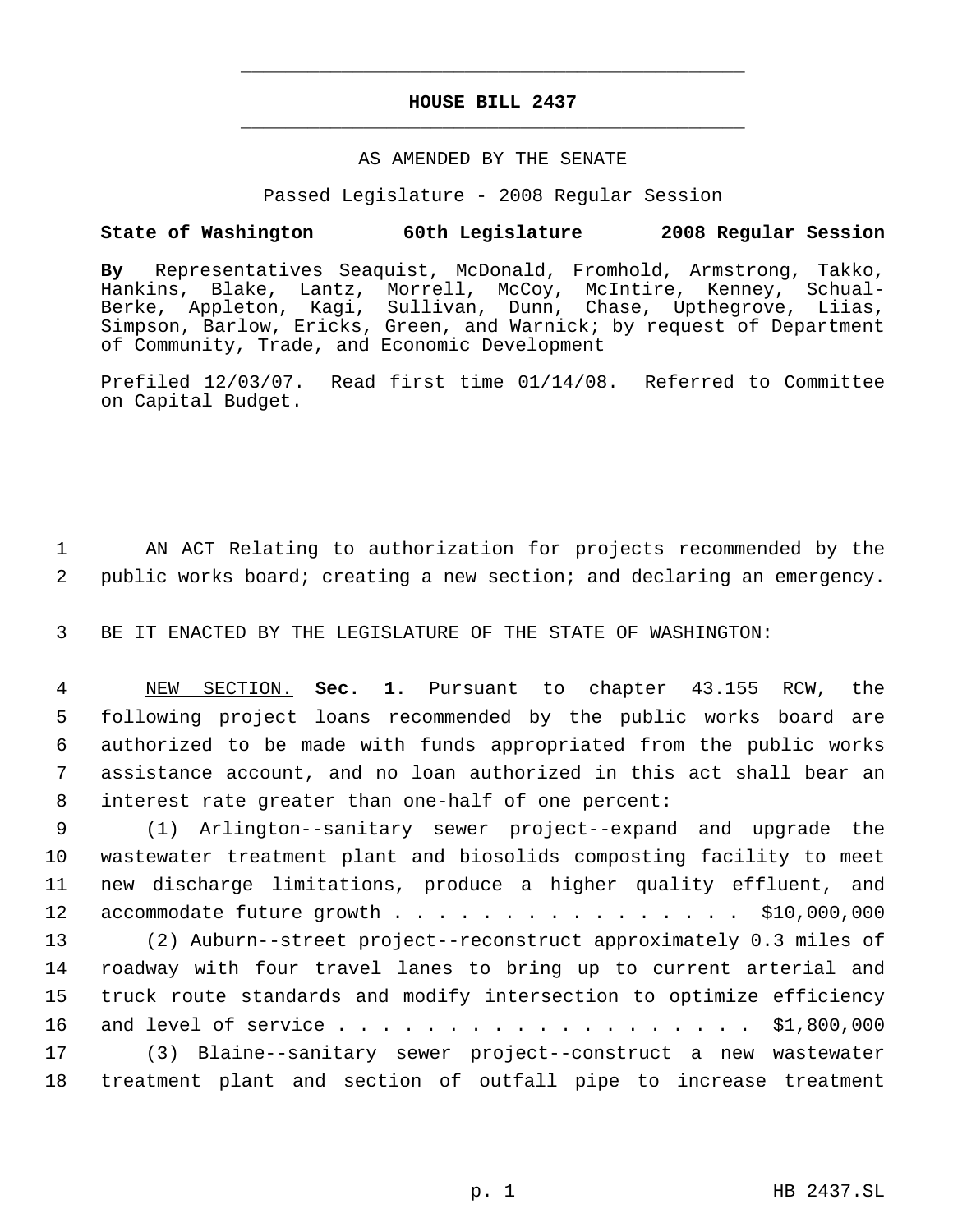**HOUSE BILL 2437**

AS AMENDED BY THE SENATE

Passed Legislature - 2008 Regular Session

**State of Washington 60th Legislature 2008 Regular Session**

**By** Representatives Seaquist, McDonald, Fromhold, Armstrong, Takko, Hankins, Blake, Lantz, Morrell, McCoy, McIntire, Kenney, Schual-Berke, Appleton, Kagi, Sullivan, Dunn, Chase, Upthegrove, Liias, Simpson, Barlow, Ericks, Green, and Warnick; by request of Department of Community, Trade, and Economic Development

Prefiled 12/03/07. Read first time 01/14/08. Referred to Committee on Capital Budget.

1 AN ACT Relating to authorization for projects recommended by the
2 public works board; creating a new section; and declaring an emergency.

3 BE IT ENACTED BY THE LEGISLATURE OF THE STATE OF WASHINGTON:

4 NEW SECTION. **Sec. 1.** Pursuant to chapter 43.155 RCW, the
5 following project loans recommended by the public works board are
6 authorized to be made with funds appropriated from the public works
7 assistance account, and no loan authorized in this act shall bear an
8 interest rate greater than one-half of one percent:

9 (1) Arlington--sanitary sewer project--expand and upgrade the
10 wastewater treatment plant and biosolids composting facility to meet
11 new discharge limitations, produce a higher quality effluent, and
12 accommodate future growth . . . . . . . . . . . . . . . . $10,000,000

13 (2) Auburn--street project--reconstruct approximately 0.3 miles of
14 roadway with four travel lanes to bring up to current arterial and
15 truck route standards and modify intersection to optimize efficiency
16 and level of service . . . . . . . . . . . . . . . . . . . $1,800,000

17 (3) Blaine--sanitary sewer project--construct a new wastewater
18 treatment plant and section of outfall pipe to increase treatment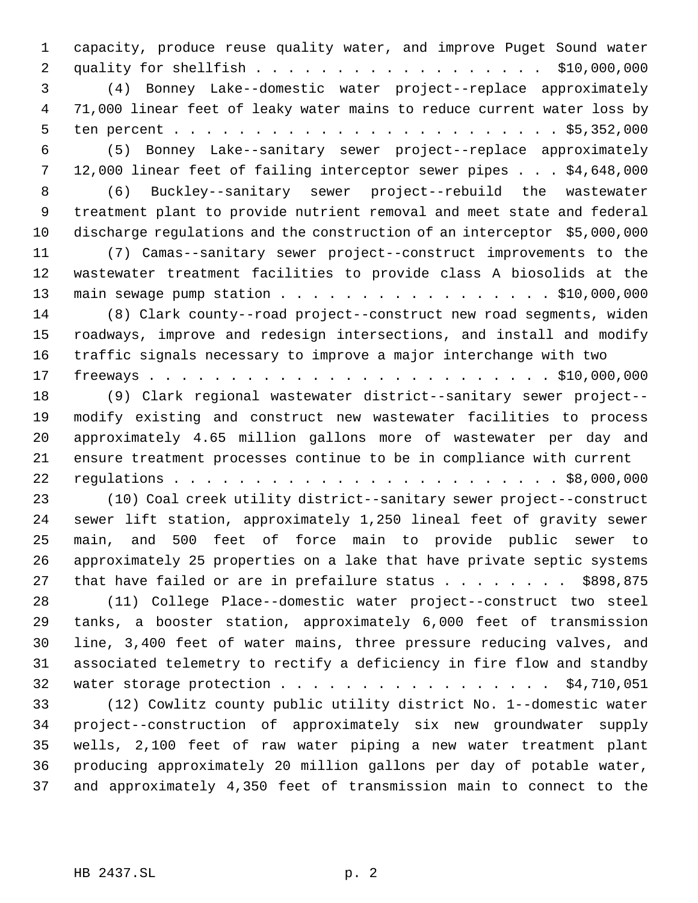capacity, produce reuse quality water, and improve Puget Sound water quality for shellfish . . . . . . . . . . . . . . . . . . . $10,000,000

(4) Bonney Lake--domestic water project--replace approximately 71,000 linear feet of leaky water mains to reduce current water loss by ten percent . . . . . . . . . . . . . . . . . . . . . . . . . $5,352,000

(5) Bonney Lake--sanitary sewer project--replace approximately 12,000 linear feet of failing interceptor sewer pipes . . . $4,648,000

(6) Buckley--sanitary sewer project--rebuild the wastewater treatment plant to provide nutrient removal and meet state and federal discharge regulations and the construction of an interceptor $5,000,000

(7) Camas--sanitary sewer project--construct improvements to the wastewater treatment facilities to provide class A biosolids at the main sewage pump station . . . . . . . . . . . . . . . . . $10,000,000

(8) Clark county--road project--construct new road segments, widen roadways, improve and redesign intersections, and install and modify traffic signals necessary to improve a major interchange with two freeways . . . . . . . . . . . . . . . . . . . . . . . . . $10,000,000

(9) Clark regional wastewater district--sanitary sewer project--modify existing and construct new wastewater facilities to process approximately 4.65 million gallons more of wastewater per day and ensure treatment processes continue to be in compliance with current regulations . . . . . . . . . . . . . . . . . . . . . . . . $8,000,000

(10) Coal creek utility district--sanitary sewer project--construct sewer lift station, approximately 1,250 lineal feet of gravity sewer main, and 500 feet of force main to provide public sewer to approximately 25 properties on a lake that have private septic systems that have failed or are in prefailure status . . . . . . . . $898,875

(11) College Place--domestic water project--construct two steel tanks, a booster station, approximately 6,000 feet of transmission line, 3,400 feet of water mains, three pressure reducing valves, and associated telemetry to rectify a deficiency in fire flow and standby water storage protection . . . . . . . . . . . . . . . . . $4,710,051

(12) Cowlitz county public utility district No. 1--domestic water project--construction of approximately six new groundwater supply wells, 2,100 feet of raw water piping a new water treatment plant producing approximately 20 million gallons per day of potable water, and approximately 4,350 feet of transmission main to connect to the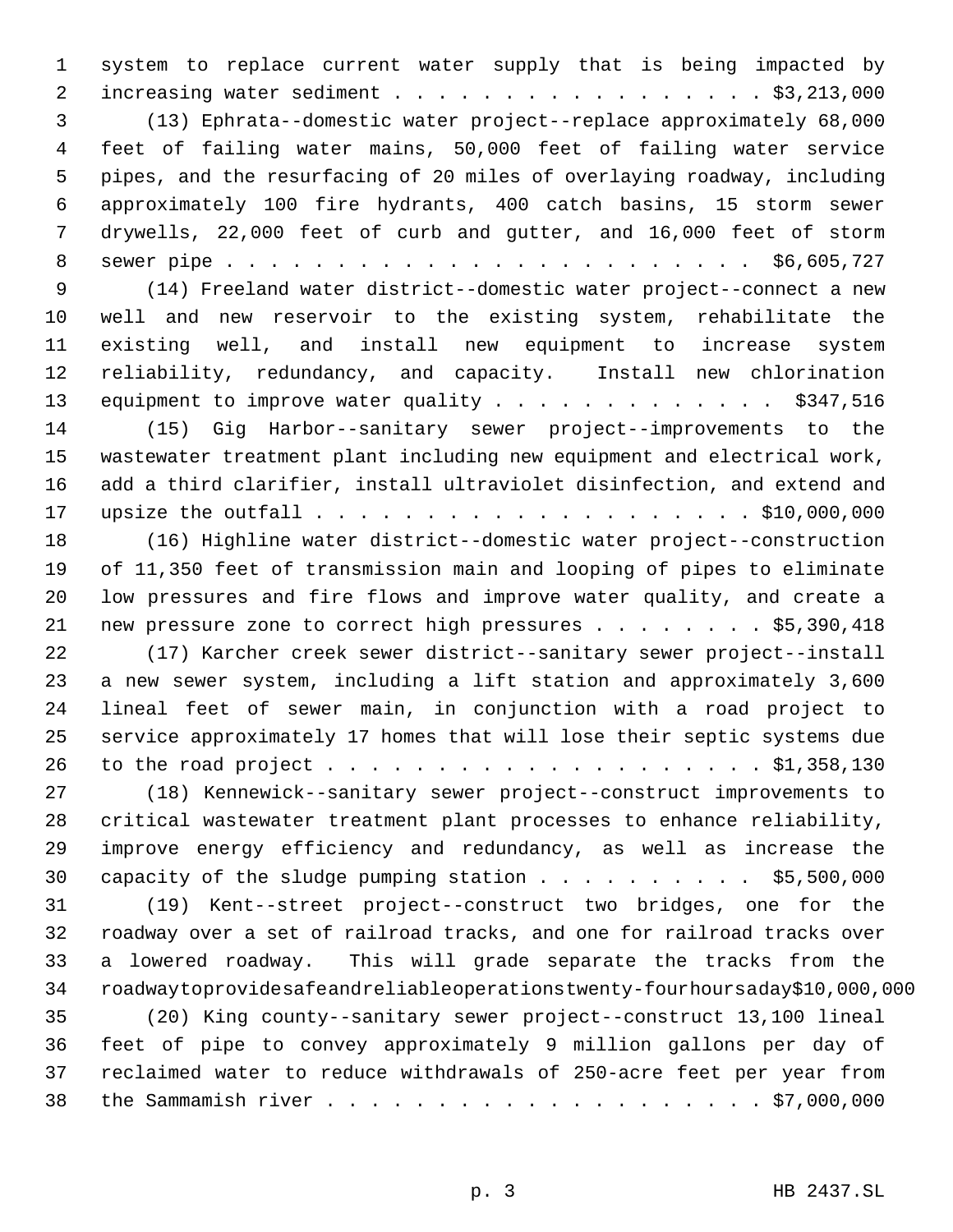system to replace current water supply that is being impacted by increasing water sediment . . . . . . . . . . . . . . . . . . $3,213,000

(13) Ephrata--domestic water project--replace approximately 68,000 feet of failing water mains, 50,000 feet of failing water service pipes, and the resurfacing of 20 miles of overlaying roadway, including approximately 100 fire hydrants, 400 catch basins, 15 storm sewer drywells, 22,000 feet of curb and gutter, and 16,000 feet of storm sewer pipe . . . . . . . . . . . . . . . . . . . . . . . . $6,605,727

(14) Freeland water district--domestic water project--connect a new well and new reservoir to the existing system, rehabilitate the existing well, and install new equipment to increase system reliability, redundancy, and capacity. Install new chlorination equipment to improve water quality . . . . . . . . . . . . . $347,516

(15) Gig Harbor--sanitary sewer project--improvements to the wastewater treatment plant including new equipment and electrical work, add a third clarifier, install ultraviolet disinfection, and extend and upsize the outfall . . . . . . . . . . . . . . . . . . . . . $10,000,000

(16) Highline water district--domestic water project--construction of 11,350 feet of transmission main and looping of pipes to eliminate low pressures and fire flows and improve water quality, and create a new pressure zone to correct high pressures . . . . . . . . $5,390,418

(17) Karcher creek sewer district--sanitary sewer project--install a new sewer system, including a lift station and approximately 3,600 lineal feet of sewer main, in conjunction with a road project to service approximately 17 homes that will lose their septic systems due to the road project . . . . . . . . . . . . . . . . . . . . . $1,358,130

(18) Kennewick--sanitary sewer project--construct improvements to critical wastewater treatment plant processes to enhance reliability, improve energy efficiency and redundancy, as well as increase the capacity of the sludge pumping station . . . . . . . . . . $5,500,000

(19) Kent--street project--construct two bridges, one for the roadway over a set of railroad tracks, and one for railroad tracks over a lowered roadway. This will grade separate the tracks from the roadway to provide safe and reliable operations twenty-four hours a day $10,000,000

(20) King county--sanitary sewer project--construct 13,100 lineal feet of pipe to convey approximately 9 million gallons per day of reclaimed water to reduce withdrawals of 250-acre feet per year from the Sammamish river . . . . . . . . . . . . . . . . . . . . . $7,000,000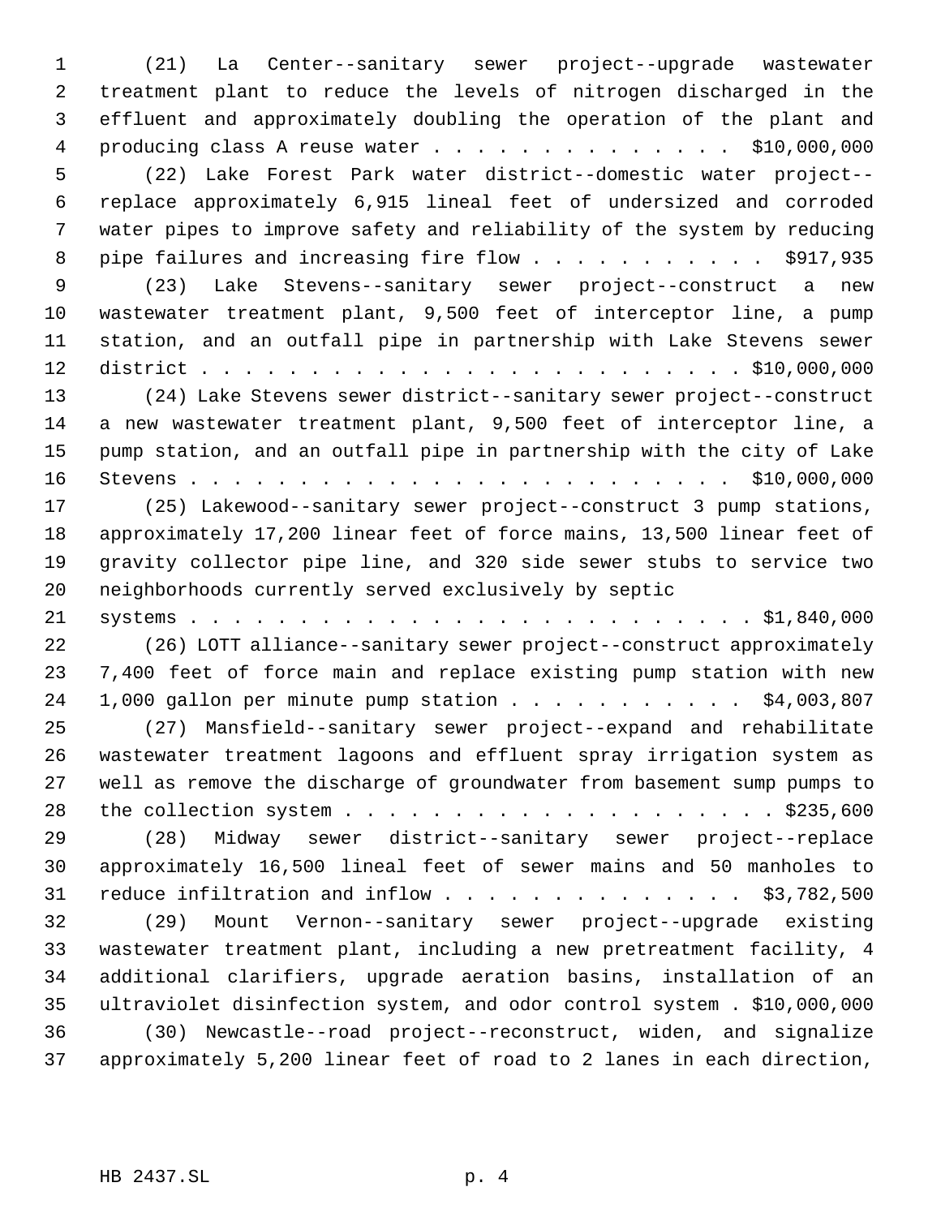(21) La Center--sanitary sewer project--upgrade wastewater treatment plant to reduce the levels of nitrogen discharged in the effluent and approximately doubling the operation of the plant and producing class A reuse water . . . . . . . . . . . . . . $10,000,000

(22) Lake Forest Park water district--domestic water project--replace approximately 6,915 lineal feet of undersized and corroded water pipes to improve safety and reliability of the system by reducing pipe failures and increasing fire flow . . . . . . . . . . . $917,935

(23) Lake Stevens--sanitary sewer project--construct a new wastewater treatment plant, 9,500 feet of interceptor line, a pump station, and an outfall pipe in partnership with Lake Stevens sewer district . . . . . . . . . . . . . . . . . . . . . . . . . $10,000,000

(24) Lake Stevens sewer district--sanitary sewer project--construct a new wastewater treatment plant, 9,500 feet of interceptor line, a pump station, and an outfall pipe in partnership with the city of Lake Stevens . . . . . . . . . . . . . . . . . . . . . . . . . . $10,000,000

(25) Lakewood--sanitary sewer project--construct 3 pump stations, approximately 17,200 linear feet of force mains, 13,500 linear feet of gravity collector pipe line, and 320 side sewer stubs to service two neighborhoods currently served exclusively by septic systems . . . . . . . . . . . . . . . . . . . . . . . . . . $1,840,000

(26) LOTT alliance--sanitary sewer project--construct approximately 7,400 feet of force main and replace existing pump station with new 1,000 gallon per minute pump station . . . . . . . . . . . $4,003,807

(27) Mansfield--sanitary sewer project--expand and rehabilitate wastewater treatment lagoons and effluent spray irrigation system as well as remove the discharge of groundwater from basement sump pumps to the collection system . . . . . . . . . . . . . . . . . . . . . $235,600

(28) Midway sewer district--sanitary sewer project--replace approximately 16,500 lineal feet of sewer mains and 50 manholes to reduce infiltration and inflow . . . . . . . . . . . . . . $3,782,500

(29) Mount Vernon--sanitary sewer project--upgrade existing wastewater treatment plant, including a new pretreatment facility, 4 additional clarifiers, upgrade aeration basins, installation of an ultraviolet disinfection system, and odor control system . $10,000,000

(30) Newcastle--road project--reconstruct, widen, and signalize approximately 5,200 linear feet of road to 2 lanes in each direction,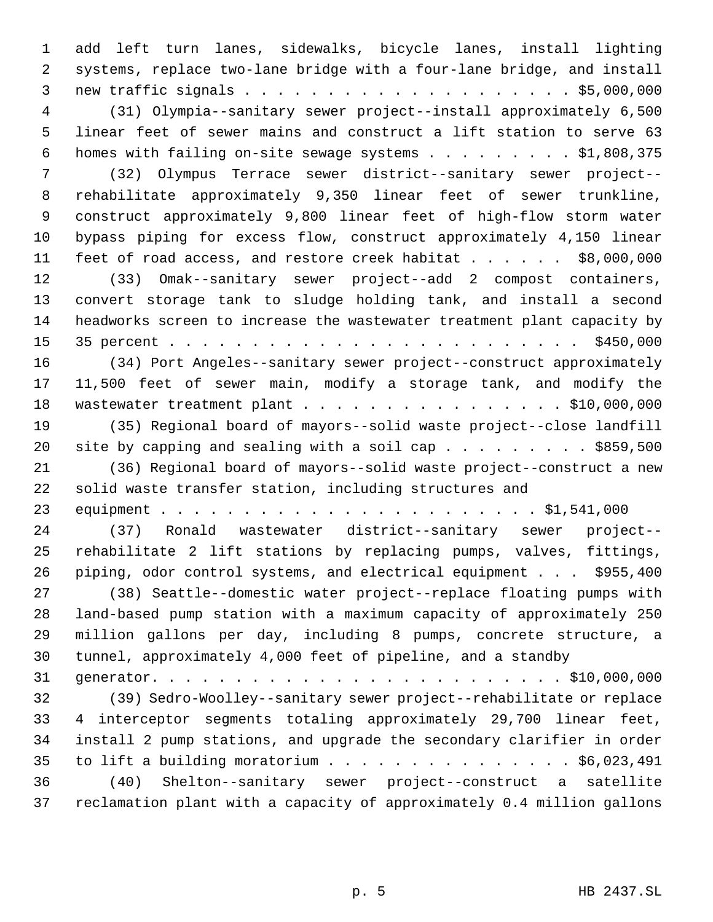add left turn lanes, sidewalks, bicycle lanes, install lighting systems, replace two-lane bridge with a four-lane bridge, and install new traffic signals . . . . . . . . . . . . . . . . . . . . . $5,000,000

(31) Olympia--sanitary sewer project--install approximately 6,500 linear feet of sewer mains and construct a lift station to serve 63 homes with failing on-site sewage systems . . . . . . . . . $1,808,375

(32) Olympus Terrace sewer district--sanitary sewer project--rehabilitate approximately 9,350 linear feet of sewer trunkline, construct approximately 9,800 linear feet of high-flow storm water bypass piping for excess flow, construct approximately 4,150 linear feet of road access, and restore creek habitat . . . . . . $8,000,000

(33) Omak--sanitary sewer project--add 2 compost containers, convert storage tank to sludge holding tank, and install a second headworks screen to increase the wastewater treatment plant capacity by 35 percent . . . . . . . . . . . . . . . . . . . . . . . . . $450,000

(34) Port Angeles--sanitary sewer project--construct approximately 11,500 feet of sewer main, modify a storage tank, and modify the wastewater treatment plant . . . . . . . . . . . . . . . . $10,000,000

(35) Regional board of mayors--solid waste project--close landfill site by capping and sealing with a soil cap . . . . . . . . . $859,500

(36) Regional board of mayors--solid waste project--construct a new solid waste transfer station, including structures and equipment . . . . . . . . . . . . . . . . . . . . . . . . $1,541,000

(37) Ronald wastewater district--sanitary sewer project--rehabilitate 2 lift stations by replacing pumps, valves, fittings, piping, odor control systems, and electrical equipment . . . $955,400

(38) Seattle--domestic water project--replace floating pumps with land-based pump station with a maximum capacity of approximately 250 million gallons per day, including 8 pumps, concrete structure, a tunnel, approximately 4,000 feet of pipeline, and a standby generator. . . . . . . . . . . . . . . . . . . . . . . . . $10,000,000

(39) Sedro-Woolley--sanitary sewer project--rehabilitate or replace 4 interceptor segments totaling approximately 29,700 linear feet, install 2 pump stations, and upgrade the secondary clarifier in order to lift a building moratorium . . . . . . . . . . . . . . . $6,023,491

(40) Shelton--sanitary sewer project--construct a satellite reclamation plant with a capacity of approximately 0.4 million gallons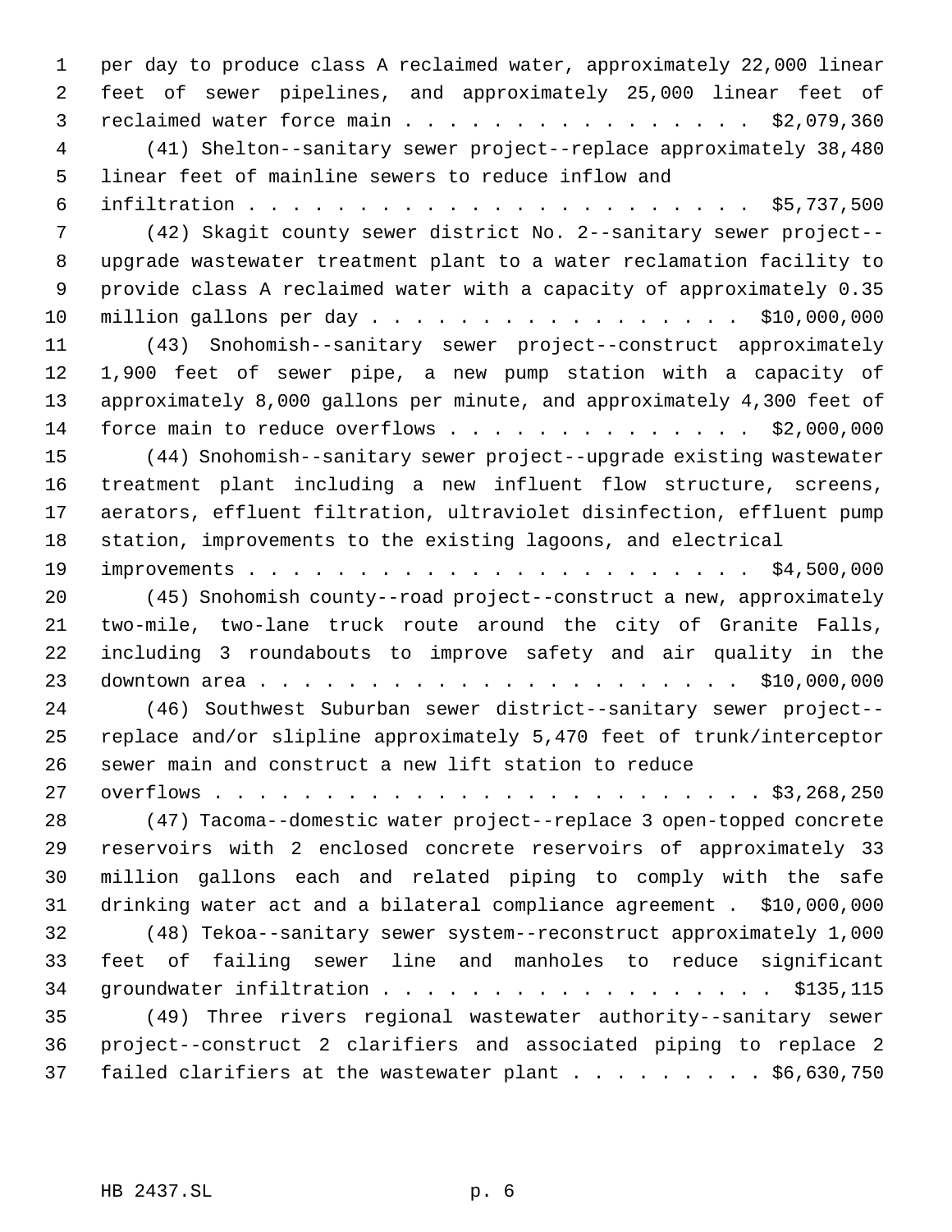per day to produce class A reclaimed water, approximately 22,000 linear feet of sewer pipelines, and approximately 25,000 linear feet of reclaimed water force main . . . . . . . . . . . . . . . . $2,079,360

(41) Shelton--sanitary sewer project--replace approximately 38,480 linear feet of mainline sewers to reduce inflow and infiltration . . . . . . . . . . . . . . . . . . . . . . . . $5,737,500

(42) Skagit county sewer district No. 2--sanitary sewer project--upgrade wastewater treatment plant to a water reclamation facility to provide class A reclaimed water with a capacity of approximately 0.35 million gallons per day . . . . . . . . . . . . . . . . . . $10,000,000

(43) Snohomish--sanitary sewer project--construct approximately 1,900 feet of sewer pipe, a new pump station with a capacity of approximately 8,000 gallons per minute, and approximately 4,300 feet of force main to reduce overflows . . . . . . . . . . . . . . $2,000,000

(44) Snohomish--sanitary sewer project--upgrade existing wastewater treatment plant including a new influent flow structure, screens, aerators, effluent filtration, ultraviolet disinfection, effluent pump station, improvements to the existing lagoons, and electrical improvements . . . . . . . . . . . . . . . . . . . . . . . . $4,500,000

(45) Snohomish county--road project--construct a new, approximately two-mile, two-lane truck route around the city of Granite Falls, including 3 roundabouts to improve safety and air quality in the downtown area . . . . . . . . . . . . . . . . . . . . . . $10,000,000

(46) Southwest Suburban sewer district--sanitary sewer project--replace and/or slipline approximately 5,470 feet of trunk/interceptor sewer main and construct a new lift station to reduce overflows . . . . . . . . . . . . . . . . . . . . . . . . . . $3,268,250

(47) Tacoma--domestic water project--replace 3 open-topped concrete reservoirs with 2 enclosed concrete reservoirs of approximately 33 million gallons each and related piping to comply with the safe drinking water act and a bilateral compliance agreement . $10,000,000

(48) Tekoa--sanitary sewer system--reconstruct approximately 1,000 feet of failing sewer line and manholes to reduce significant groundwater infiltration . . . . . . . . . . . . . . . . . . $135,115

(49) Three rivers regional wastewater authority--sanitary sewer project--construct 2 clarifiers and associated piping to replace 2 failed clarifiers at the wastewater plant . . . . . . . . . $6,630,750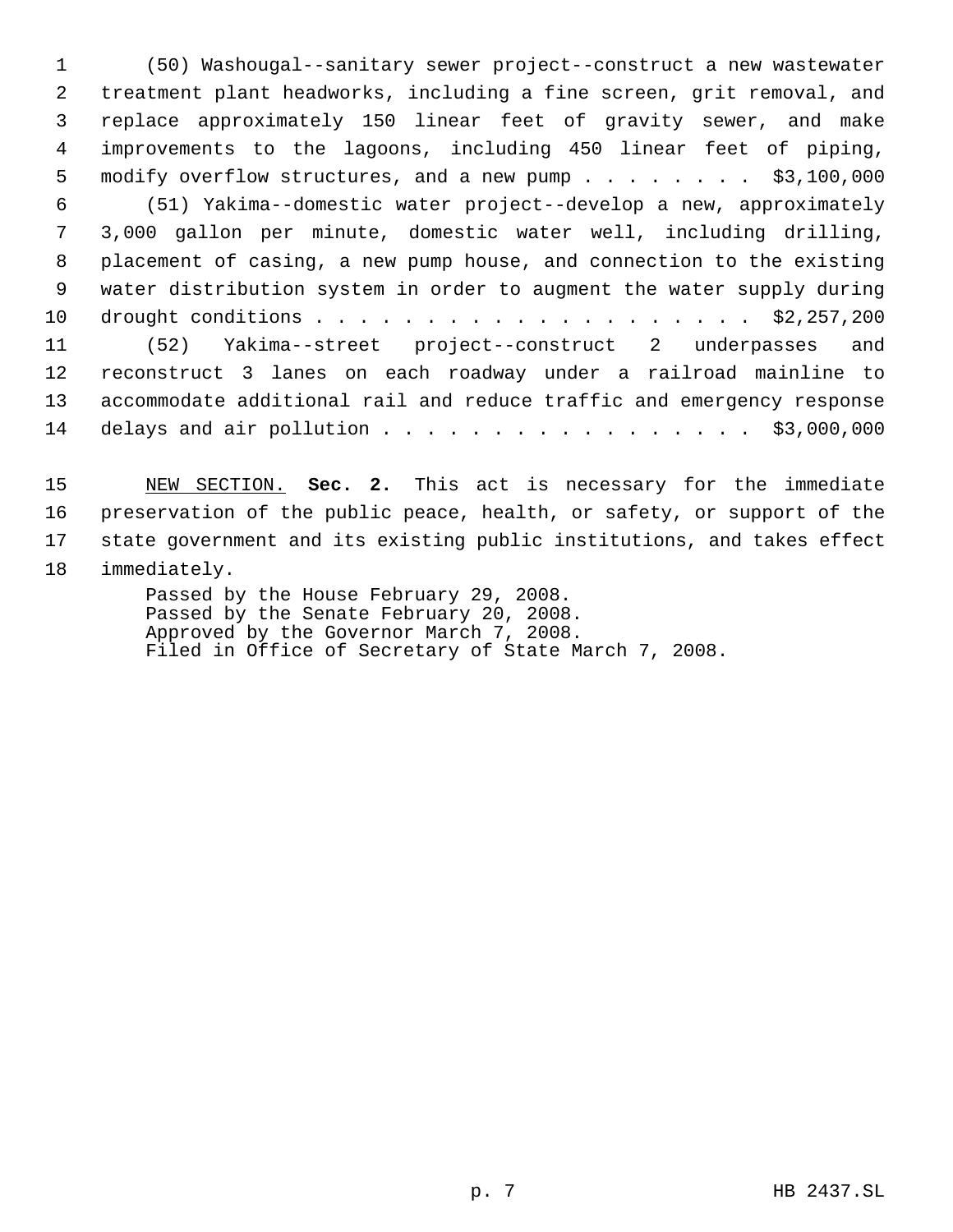(50) Washougal--sanitary sewer project--construct a new wastewater treatment plant headworks, including a fine screen, grit removal, and replace approximately 150 linear feet of gravity sewer, and make improvements to the lagoons, including 450 linear feet of piping, modify overflow structures, and a new pump . . . . . . . . $3,100,000

(51) Yakima--domestic water project--develop a new, approximately 3,000 gallon per minute, domestic water well, including drilling, placement of casing, a new pump house, and connection to the existing water distribution system in order to augment the water supply during drought conditions . . . . . . . . . . . . . . . . . . . . $2,257,200

(52) Yakima--street project--construct 2 underpasses and reconstruct 3 lanes on each roadway under a railroad mainline to accommodate additional rail and reduce traffic and emergency response delays and air pollution . . . . . . . . . . . . . . . . . $3,000,000

NEW SECTION. **Sec. 2.** This act is necessary for the immediate preservation of the public peace, health, or safety, or support of the state government and its existing public institutions, and takes effect immediately.

Passed by the House February 29, 2008.
Passed by the Senate February 20, 2008.
Approved by the Governor March 7, 2008.
Filed in Office of Secretary of State March 7, 2008.